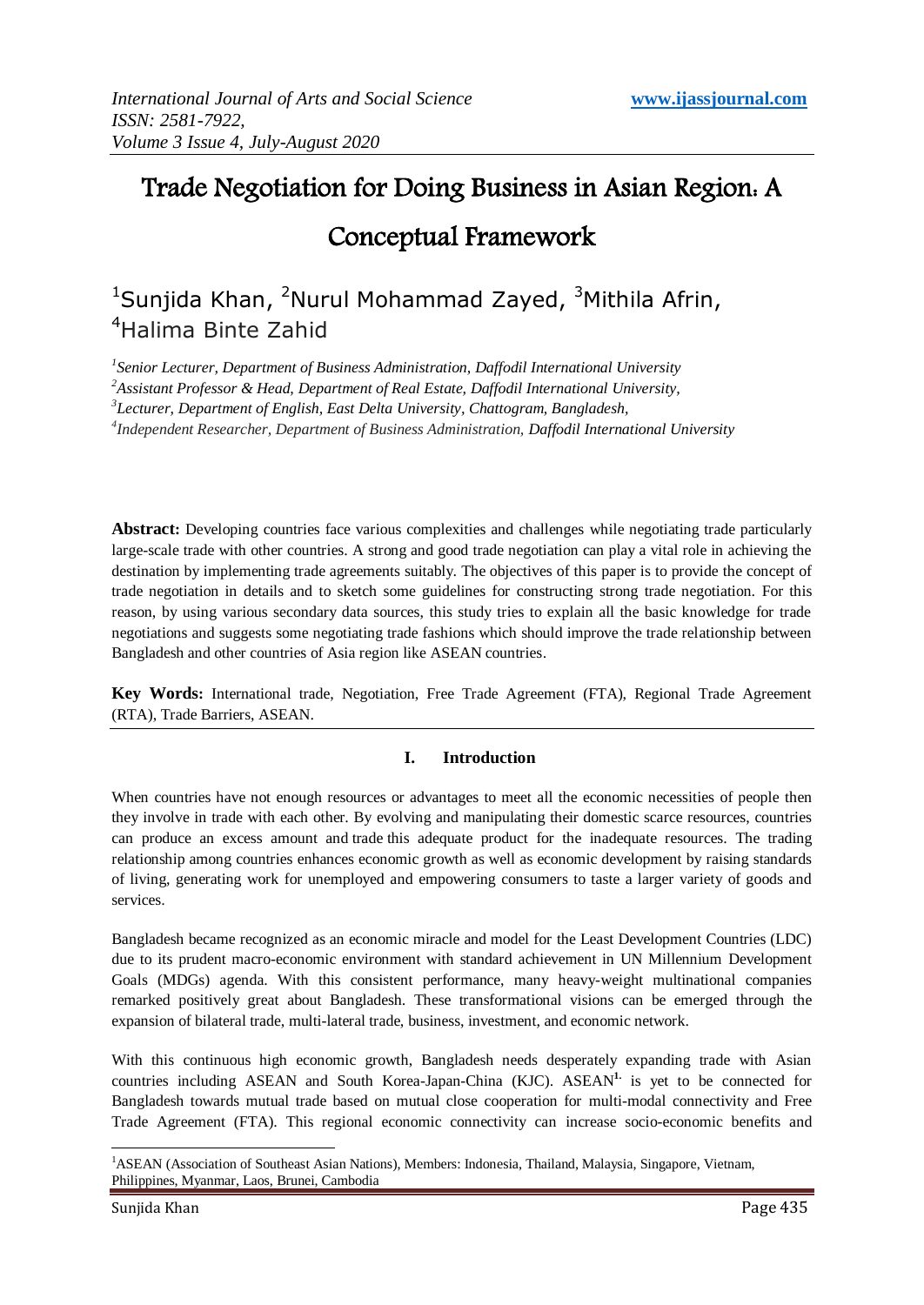# Trade Negotiation for Doing Business in Asian Region: A Conceptual Framework

[1]Sunjida Khan, [2]Nurul Mohammad Zayed, [3]Mithila Afrin, [4]Halima Binte Zahid

*[1]Senior Lecturer, Department of Business Administration, Daffodil International University*
*[2]Assistant Professor & Head, Department of Real Estate, Daffodil International University,*
*[3]Lecturer, Department of English, East Delta University, Chattogram, Bangladesh,*
*[4]Independent Researcher, Department of Business Administration, Daffodil International University*

**Abstract:** Developing countries face various complexities and challenges while negotiating trade particularly large-scale trade with other countries. A strong and good trade negotiation can play a vital role in achieving the destination by implementing trade agreements suitably. The objectives of this paper is to provide the concept of trade negotiation in details and to sketch some guidelines for constructing strong trade negotiation. For this reason, by using various secondary data sources, this study tries to explain all the basic knowledge for trade negotiations and suggests some negotiating trade fashions which should improve the trade relationship between Bangladesh and other countries of Asia region like ASEAN countries.

**Key Words:** International trade, Negotiation, Free Trade Agreement (FTA), Regional Trade Agreement (RTA), Trade Barriers, ASEAN.

## I. Introduction

When countries have not enough resources or advantages to meet all the economic necessities of people then they involve in trade with each other. By evolving and manipulating their domestic scarce resources, countries can produce an excess amount and trade this adequate product for the inadequate resources. The trading relationship among countries enhances economic growth as well as economic development by raising standards of living, generating work for unemployed and empowering consumers to taste a larger variety of goods and services.

Bangladesh became recognized as an economic miracle and model for the Least Development Countries (LDC) due to its prudent macro-economic environment with standard achievement in UN Millennium Development Goals (MDGs) agenda. With this consistent performance, many heavy-weight multinational companies remarked positively great about Bangladesh. These transformational visions can be emerged through the expansion of bilateral trade, multi-lateral trade, business, investment, and economic network.

With this continuous high economic growth, Bangladesh needs desperately expanding trade with Asian countries including ASEAN and South Korea-Japan-China (KJC). ASEAN[1] is yet to be connected for Bangladesh towards mutual trade based on mutual close cooperation for multi-modal connectivity and Free Trade Agreement (FTA). This regional economic connectivity can increase socio-economic benefits and

[1]ASEAN (Association of Southeast Asian Nations), Members: Indonesia, Thailand, Malaysia, Singapore, Vietnam, Philippines, Myanmar, Laos, Brunei, Cambodia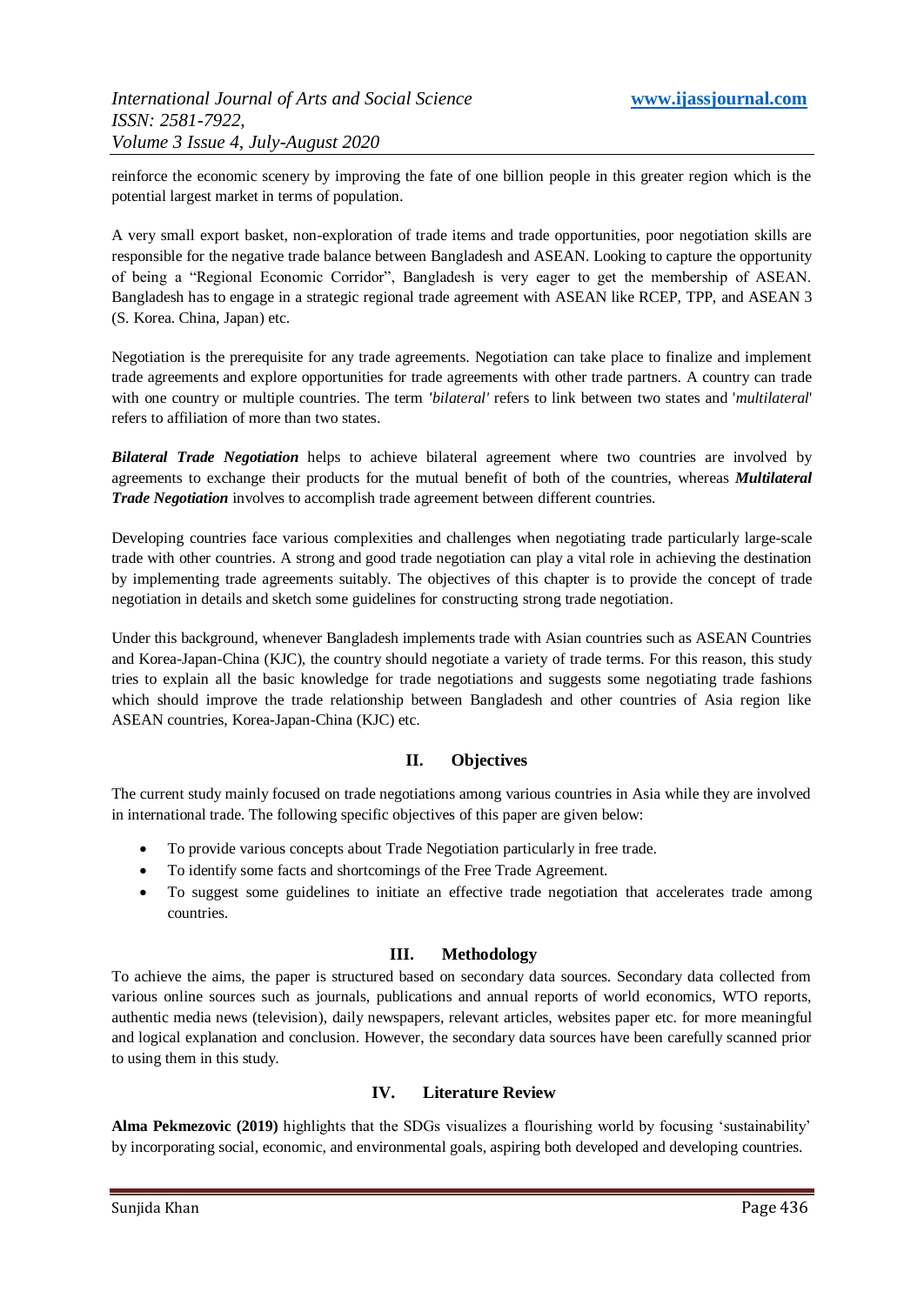reinforce the economic scenery by improving the fate of one billion people in this greater region which is the potential largest market in terms of population.

A very small export basket, non-exploration of trade items and trade opportunities, poor negotiation skills are responsible for the negative trade balance between Bangladesh and ASEAN. Looking to capture the opportunity of being a "Regional Economic Corridor", Bangladesh is very eager to get the membership of ASEAN. Bangladesh has to engage in a strategic regional trade agreement with ASEAN like RCEP, TPP, and ASEAN 3 (S. Korea. China, Japan) etc.

Negotiation is the prerequisite for any trade agreements. Negotiation can take place to finalize and implement trade agreements and explore opportunities for trade agreements with other trade partners. A country can trade with one country or multiple countries. The term *'bilateral'* refers to link between two states and '*multilateral*' refers to affiliation of more than two states.

***Bilateral Trade Negotiation*** helps to achieve bilateral agreement where two countries are involved by agreements to exchange their products for the mutual benefit of both of the countries, whereas ***Multilateral Trade Negotiation*** involves to accomplish trade agreement between different countries.

Developing countries face various complexities and challenges when negotiating trade particularly large-scale trade with other countries. A strong and good trade negotiation can play a vital role in achieving the destination by implementing trade agreements suitably. The objectives of this chapter is to provide the concept of trade negotiation in details and sketch some guidelines for constructing strong trade negotiation.

Under this background, whenever Bangladesh implements trade with Asian countries such as ASEAN Countries and Korea-Japan-China (KJC), the country should negotiate a variety of trade terms. For this reason, this study tries to explain all the basic knowledge for trade negotiations and suggests some negotiating trade fashions which should improve the trade relationship between Bangladesh and other countries of Asia region like ASEAN countries, Korea-Japan-China (KJC) etc.

## II. Objectives

The current study mainly focused on trade negotiations among various countries in Asia while they are involved in international trade. The following specific objectives of this paper are given below:

- To provide various concepts about Trade Negotiation particularly in free trade.
- To identify some facts and shortcomings of the Free Trade Agreement.
- To suggest some guidelines to initiate an effective trade negotiation that accelerates trade among countries.

## III. Methodology

To achieve the aims, the paper is structured based on secondary data sources. Secondary data collected from various online sources such as journals, publications and annual reports of world economics, WTO reports, authentic media news (television), daily newspapers, relevant articles, websites paper etc. for more meaningful and logical explanation and conclusion. However, the secondary data sources have been carefully scanned prior to using them in this study.

## IV. Literature Review

**Alma Pekmezovic (2019)** highlights that the SDGs visualizes a flourishing world by focusing 'sustainability' by incorporating social, economic, and environmental goals, aspiring both developed and developing countries.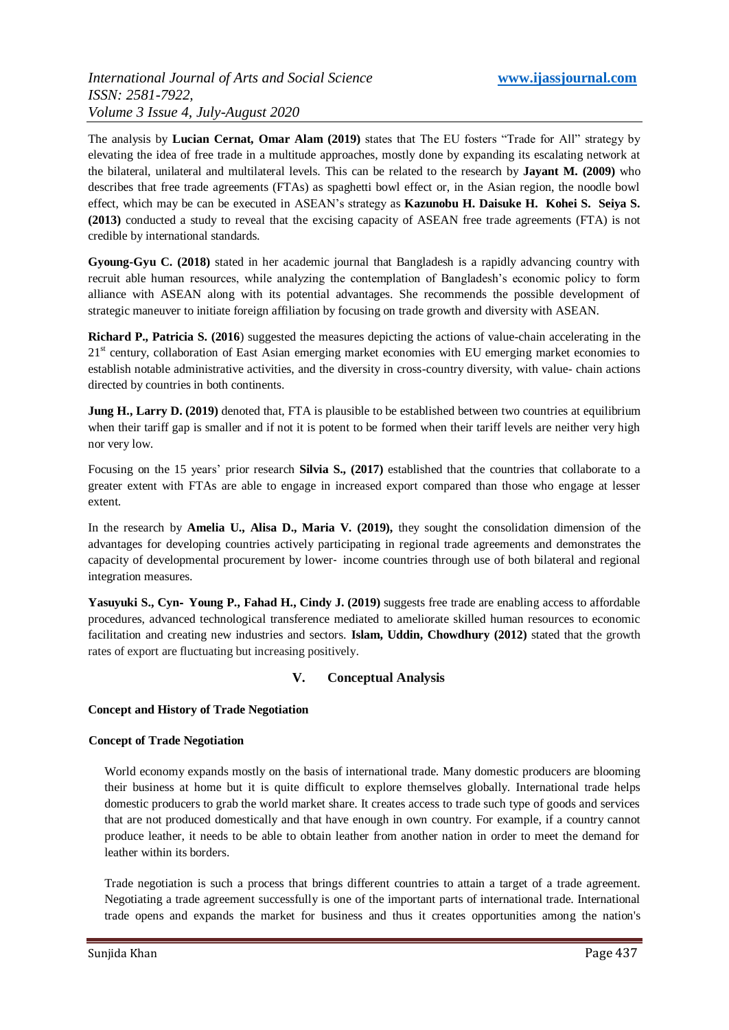The analysis by **Lucian Cernat, Omar Alam (2019)** states that The EU fosters "Trade for All" strategy by elevating the idea of free trade in a multitude approaches, mostly done by expanding its escalating network at the bilateral, unilateral and multilateral levels. This can be related to the research by **Jayant M. (2009)** who describes that free trade agreements (FTAs) as spaghetti bowl effect or, in the Asian region, the noodle bowl effect, which may be can be executed in ASEAN's strategy as **Kazunobu H. Daisuke H. Kohei S. Seiya S. (2013)** conducted a study to reveal that the excising capacity of ASEAN free trade agreements (FTA) is not credible by international standards.

**Gyoung-Gyu C. (2018)** stated in her academic journal that Bangladesh is a rapidly advancing country with recruit able human resources, while analyzing the contemplation of Bangladesh's economic policy to form alliance with ASEAN along with its potential advantages. She recommends the possible development of strategic maneuver to initiate foreign affiliation by focusing on trade growth and diversity with ASEAN.

**Richard P., Patricia S. (2016**) suggested the measures depicting the actions of value-chain accelerating in the 21st century, collaboration of East Asian emerging market economies with EU emerging market economies to establish notable administrative activities, and the diversity in cross-country diversity, with value- chain actions directed by countries in both continents.

**Jung H., Larry D. (2019)** denoted that, FTA is plausible to be established between two countries at equilibrium when their tariff gap is smaller and if not it is potent to be formed when their tariff levels are neither very high nor very low.

Focusing on the 15 years' prior research **Silvia S., (2017)** established that the countries that collaborate to a greater extent with FTAs are able to engage in increased export compared than those who engage at lesser extent.

In the research by **Amelia U., Alisa D., Maria V. (2019),** they sought the consolidation dimension of the advantages for developing countries actively participating in regional trade agreements and demonstrates the capacity of developmental procurement by lower- income countries through use of both bilateral and regional integration measures.

**Yasuyuki S., Cyn- Young P., Fahad H., Cindy J. (2019)** suggests free trade are enabling access to affordable procedures, advanced technological transference mediated to ameliorate skilled human resources to economic facilitation and creating new industries and sectors. **Islam, Uddin, Chowdhury (2012)** stated that the growth rates of export are fluctuating but increasing positively.

## V. Conceptual Analysis

### Concept and History of Trade Negotiation

#### Concept of Trade Negotiation

World economy expands mostly on the basis of international trade. Many domestic producers are blooming their business at home but it is quite difficult to explore themselves globally. International trade helps domestic producers to grab the world market share. It creates access to trade such type of goods and services that are not produced domestically and that have enough in own country. For example, if a country cannot produce leather, it needs to be able to obtain leather from another nation in order to meet the demand for leather within its borders.

Trade negotiation is such a process that brings different countries to attain a target of a trade agreement. Negotiating a trade agreement successfully is one of the important parts of international trade. International trade opens and expands the market for business and thus it creates opportunities among the nation's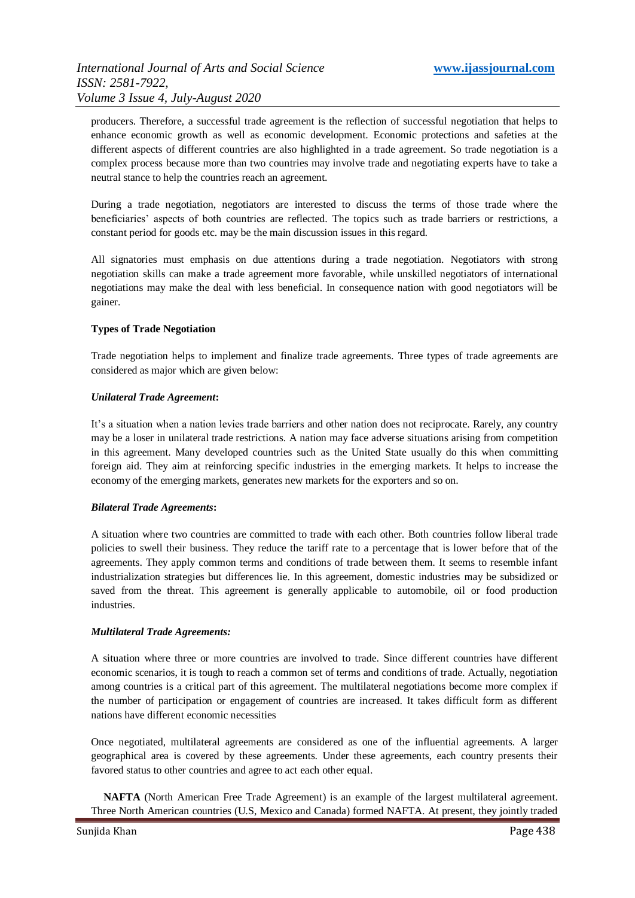producers. Therefore, a successful trade agreement is the reflection of successful negotiation that helps to enhance economic growth as well as economic development. Economic protections and safeties at the different aspects of different countries are also highlighted in a trade agreement. So trade negotiation is a complex process because more than two countries may involve trade and negotiating experts have to take a neutral stance to help the countries reach an agreement.

During a trade negotiation, negotiators are interested to discuss the terms of those trade where the beneficiaries' aspects of both countries are reflected. The topics such as trade barriers or restrictions, a constant period for goods etc. may be the main discussion issues in this regard.

All signatories must emphasis on due attentions during a trade negotiation. Negotiators with strong negotiation skills can make a trade agreement more favorable, while unskilled negotiators of international negotiations may make the deal with less beneficial. In consequence nation with good negotiators will be gainer.

**Types of Trade Negotiation**

Trade negotiation helps to implement and finalize trade agreements. Three types of trade agreements are considered as major which are given below:

***Unilateral Trade Agreement*:**

It's a situation when a nation levies trade barriers and other nation does not reciprocate. Rarely, any country may be a loser in unilateral trade restrictions. A nation may face adverse situations arising from competition in this agreement. Many developed countries such as the United State usually do this when committing foreign aid. They aim at reinforcing specific industries in the emerging markets. It helps to increase the economy of the emerging markets, generates new markets for the exporters and so on.

***Bilateral Trade Agreements*:**

A situation where two countries are committed to trade with each other. Both countries follow liberal trade policies to swell their business. They reduce the tariff rate to a percentage that is lower before that of the agreements. They apply common terms and conditions of trade between them. It seems to resemble infant industrialization strategies but differences lie. In this agreement, domestic industries may be subsidized or saved from the threat. This agreement is generally applicable to automobile, oil or food production industries.

***Multilateral Trade Agreements:***

A situation where three or more countries are involved to trade. Since different countries have different economic scenarios, it is tough to reach a common set of terms and conditions of trade. Actually, negotiation among countries is a critical part of this agreement. The multilateral negotiations become more complex if the number of participation or engagement of countries are increased. It takes difficult form as different nations have different economic necessities

Once negotiated, multilateral agreements are considered as one of the influential agreements. A larger geographical area is covered by these agreements. Under these agreements, each country presents their favored status to other countries and agree to act each other equal.

**NAFTA** (North American Free Trade Agreement) is an example of the largest multilateral agreement. Three North American countries (U.S, Mexico and Canada) formed NAFTA. At present, they jointly traded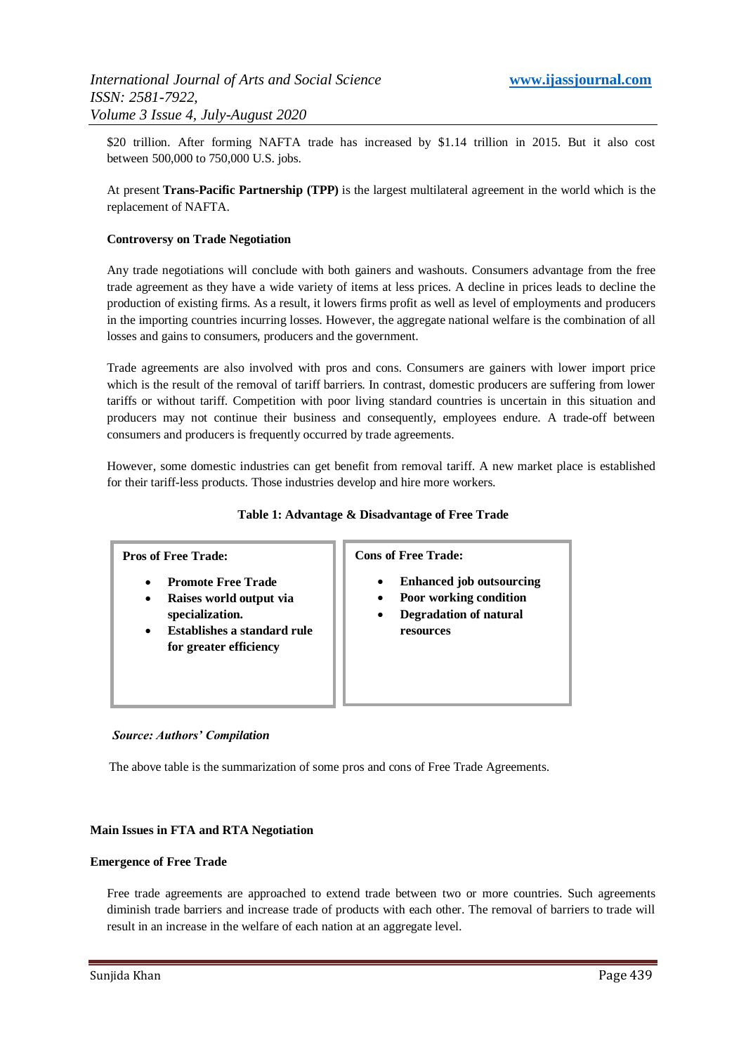$20 trillion. After forming NAFTA trade has increased by $1.14 trillion in 2015. But it also cost between 500,000 to 750,000 U.S. jobs.

At present **Trans-Pacific Partnership (TPP)** is the largest multilateral agreement in the world which is the replacement of NAFTA.

**Controversy on Trade Negotiation**

Any trade negotiations will conclude with both gainers and washouts. Consumers advantage from the free trade agreement as they have a wide variety of items at less prices. A decline in prices leads to decline the production of existing firms. As a result, it lowers firms profit as well as level of employments and producers in the importing countries incurring losses. However, the aggregate national welfare is the combination of all losses and gains to consumers, producers and the government.

Trade agreements are also involved with pros and cons. Consumers are gainers with lower import price which is the result of the removal of tariff barriers. In contrast, domestic producers are suffering from lower tariffs or without tariff. Competition with poor living standard countries is uncertain in this situation and producers may not continue their business and consequently, employees endure. A trade-off between consumers and producers is frequently occurred by trade agreements.

However, some domestic industries can get benefit from removal tariff. A new market place is established for their tariff-less products. Those industries develop and hire more workers.

**Table 1: Advantage & Disadvantage of Free Trade**

| Pros of Free Trade: | Cons of Free Trade: |
|---|---|
| • **Promote Free Trade**<br>• **Raises world output via specialization.**<br>• **Establishes a standard rule for greater efficiency** | • **Enhanced job outsourcing**<br>• **Poor working condition**<br>• **Degradation of natural resources** |

***Source: Authors' Compilation***

The above table is the summarization of some pros and cons of Free Trade Agreements.

**Main Issues in FTA and RTA Negotiation**

**Emergence of Free Trade**

Free trade agreements are approached to extend trade between two or more countries. Such agreements diminish trade barriers and increase trade of products with each other. The removal of barriers to trade will result in an increase in the welfare of each nation at an aggregate level.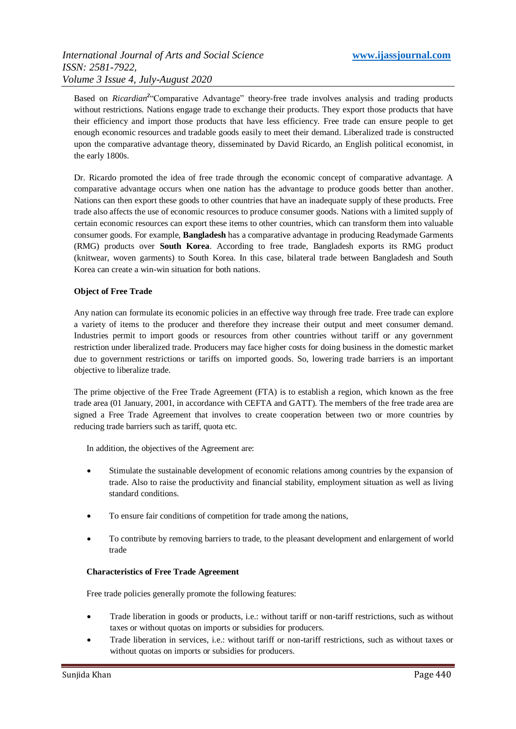Based on *Ricardian*[2]"Comparative Advantage" theory-free trade involves analysis and trading products without restrictions. Nations engage trade to exchange their products. They export those products that have their efficiency and import those products that have less efficiency. Free trade can ensure people to get enough economic resources and tradable goods easily to meet their demand. Liberalized trade is constructed upon the comparative advantage theory, disseminated by David Ricardo, an English political economist, in the early 1800s.

Dr. Ricardo promoted the idea of free trade through the economic concept of comparative advantage. A comparative advantage occurs when one nation has the advantage to produce goods better than another. Nations can then export these goods to other countries that have an inadequate supply of these products. Free trade also affects the use of economic resources to produce consumer goods. Nations with a limited supply of certain economic resources can export these items to other countries, which can transform them into valuable consumer goods. For example, **Bangladesh** has a comparative advantage in producing Readymade Garments (RMG) products over **South Korea**. According to free trade, Bangladesh exports its RMG product (knitwear, woven garments) to South Korea. In this case, bilateral trade between Bangladesh and South Korea can create a win-win situation for both nations.

**Object of Free Trade**

Any nation can formulate its economic policies in an effective way through free trade. Free trade can explore a variety of items to the producer and therefore they increase their output and meet consumer demand. Industries permit to import goods or resources from other countries without tariff or any government restriction under liberalized trade. Producers may face higher costs for doing business in the domestic market due to government restrictions or tariffs on imported goods. So, lowering trade barriers is an important objective to liberalize trade.

The prime objective of the Free Trade Agreement (FTA) is to establish a region, which known as the free trade area (01 January, 2001, in accordance with CEFTA and GATT). The members of the free trade area are signed a Free Trade Agreement that involves to create cooperation between two or more countries by reducing trade barriers such as tariff, quota etc.

In addition, the objectives of the Agreement are:

- Stimulate the sustainable development of economic relations among countries by the expansion of trade. Also to raise the productivity and financial stability, employment situation as well as living standard conditions.
- To ensure fair conditions of competition for trade among the nations,
- To contribute by removing barriers to trade, to the pleasant development and enlargement of world trade

**Characteristics of Free Trade Agreement**

Free trade policies generally promote the following features:

- Trade liberation in goods or products, i.e.: without tariff or non-tariff restrictions, such as without taxes or without quotas on imports or subsidies for producers.
- Trade liberation in services, i.e.: without tariff or non-tariff restrictions, such as without taxes or without quotas on imports or subsidies for producers.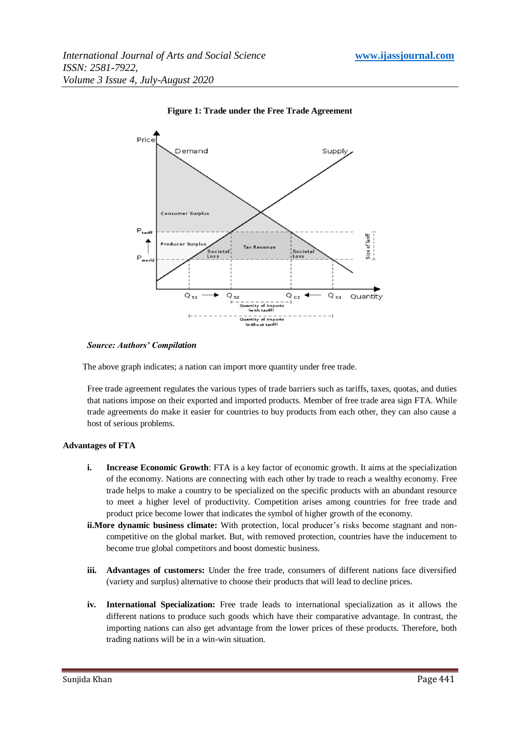**Figure 1: Trade under the Free Trade Agreement**

***Source: Authors' Compilation***

The above graph indicates; a nation can import more quantity under free trade.

Free trade agreement regulates the various types of trade barriers such as tariffs, taxes, quotas, and duties that nations impose on their exported and imported products. Member of free trade area sign FTA. While trade agreements do make it easier for countries to buy products from each other, they can also cause a host of serious problems.

**Advantages of FTA**

i. **Increase Economic Growth**: FTA is a key factor of economic growth. It aims at the specialization of the economy. Nations are connecting with each other by trade to reach a wealthy economy. Free trade helps to make a country to be specialized on the specific products with an abundant resource to meet a higher level of productivity. Competition arises among countries for free trade and product price become lower that indicates the symbol of higher growth of the economy.

ii. **More dynamic business climate:** With protection, local producer's risks become stagnant and non-competitive on the global market. But, with removed protection, countries have the inducement to become true global competitors and boost domestic business.

iii. **Advantages of customers:** Under the free trade, consumers of different nations face diversified (variety and surplus) alternative to choose their products that will lead to decline prices.

iv. **International Specialization:** Free trade leads to international specialization as it allows the different nations to produce such goods which have their comparative advantage. In contrast, the importing nations can also get advantage from the lower prices of these products. Therefore, both trading nations will be in a win-win situation.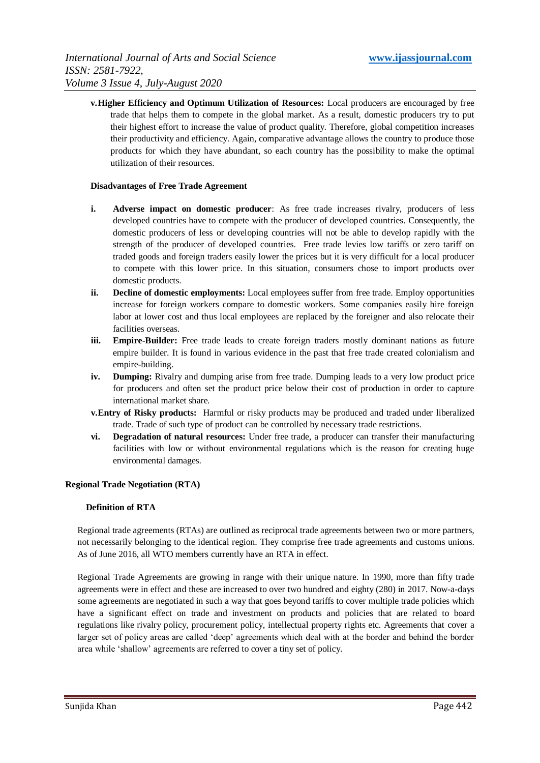v. **Higher Efficiency and Optimum Utilization of Resources:** Local producers are encouraged by free trade that helps them to compete in the global market. As a result, domestic producers try to put their highest effort to increase the value of product quality. Therefore, global competition increases their productivity and efficiency. Again, comparative advantage allows the country to produce those products for which they have abundant, so each country has the possibility to make the optimal utilization of their resources.

**Disadvantages of Free Trade Agreement**

i. **Adverse impact on domestic producer**: As free trade increases rivalry, producers of less developed countries have to compete with the producer of developed countries. Consequently, the domestic producers of less or developing countries will not be able to develop rapidly with the strength of the producer of developed countries. Free trade levies low tariffs or zero tariff on traded goods and foreign traders easily lower the prices but it is very difficult for a local producer to compete with this lower price. In this situation, consumers chose to import products over domestic products.

ii. **Decline of domestic employments:** Local employees suffer from free trade. Employ opportunities increase for foreign workers compare to domestic workers. Some companies easily hire foreign labor at lower cost and thus local employees are replaced by the foreigner and also relocate their facilities overseas.

iii. **Empire-Builder:** Free trade leads to create foreign traders mostly dominant nations as future empire builder. It is found in various evidence in the past that free trade created colonialism and empire-building.

iv. **Dumping:** Rivalry and dumping arise from free trade. Dumping leads to a very low product price for producers and often set the product price below their cost of production in order to capture international market share.

v. **Entry of Risky products:** Harmful or risky products may be produced and traded under liberalized trade. Trade of such type of product can be controlled by necessary trade restrictions.

vi. **Degradation of natural resources:** Under free trade, a producer can transfer their manufacturing facilities with low or without environmental regulations which is the reason for creating huge environmental damages.

## Regional Trade Negotiation (RTA)

### Definition of RTA

Regional trade agreements (RTAs) are outlined as reciprocal trade agreements between two or more partners, not necessarily belonging to the identical region. They comprise free trade agreements and customs unions. As of June 2016, all WTO members currently have an RTA in effect.

Regional Trade Agreements are growing in range with their unique nature. In 1990, more than fifty trade agreements were in effect and these are increased to over two hundred and eighty (280) in 2017. Now-a-days some agreements are negotiated in such a way that goes beyond tariffs to cover multiple trade policies which have a significant effect on trade and investment on products and policies that are related to board regulations like rivalry policy, procurement policy, intellectual property rights etc. Agreements that cover a larger set of policy areas are called 'deep' agreements which deal with at the border and behind the border area while 'shallow' agreements are referred to cover a tiny set of policy.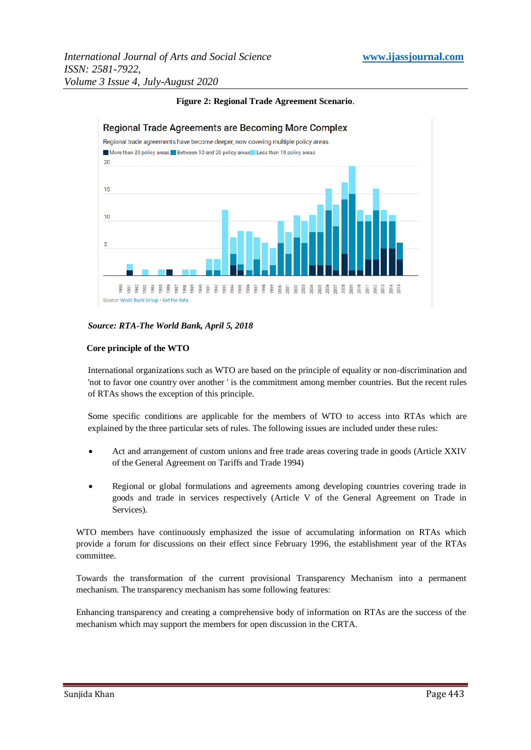**Figure 2: Regional Trade Agreement Scenario**.

Regional Trade Agreements are Becoming More Complex

Regional trade agreements have become deeper, now covering multiple policy areas.

More than 20 policy areas | Between 10 and 20 policy areas | Less than 10 policy areas

Source: World Bank Group • Get the data

***Source: RTA-The World Bank, April 5, 2018***

**Core principle of the WTO**

International organizations such as WTO are based on the principle of equality or non-discrimination and 'not to favor one country over another ' is the commitment among member countries. But the recent rules of RTAs shows the exception of this principle.

Some specific conditions are applicable for the members of WTO to access into RTAs which are explained by the three particular sets of rules. The following issues are included under these rules:

- Act and arrangement of custom unions and free trade areas covering trade in goods (Article XXIV of the General Agreement on Tariffs and Trade 1994)
- Regional or global formulations and agreements among developing countries covering trade in goods and trade in services respectively (Article V of the General Agreement on Trade in Services).

WTO members have continuously emphasized the issue of accumulating information on RTAs which provide a forum for discussions on their effect since February 1996, the establishment year of the RTAs committee.

Towards the transformation of the current provisional Transparency Mechanism into a permanent mechanism. The transparency mechanism has some following features:

Enhancing transparency and creating a comprehensive body of information on RTAs are the success of the mechanism which may support the members for open discussion in the CRTA.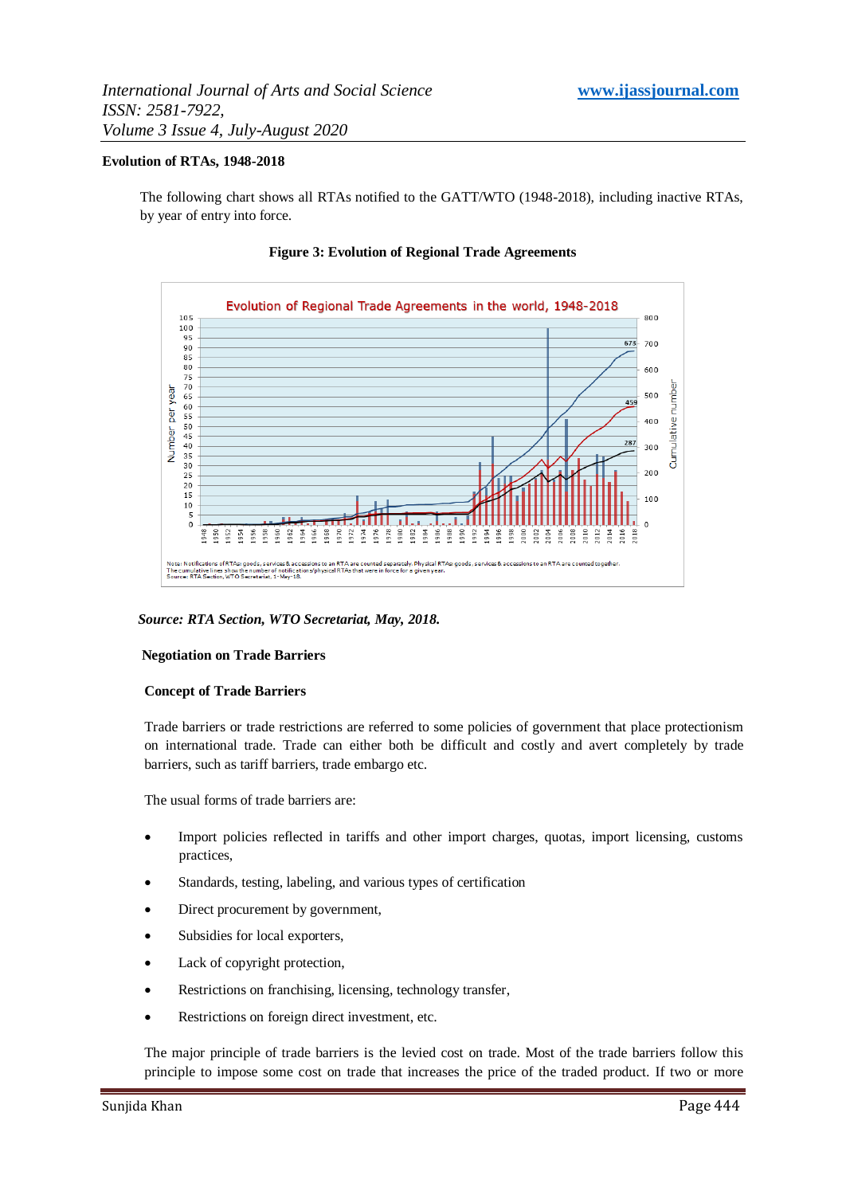**Evolution of RTAs, 1948-2018**

The following chart shows all RTAs notified to the GATT/WTO (1948-2018), including inactive RTAs, by year of entry into force.

**Figure 3: Evolution of Regional Trade Agreements**

*Source: RTA Section, WTO Secretariat, May, 2018.*

**Negotiation on Trade Barriers**

**Concept of Trade Barriers**

Trade barriers or trade restrictions are referred to some policies of government that place protectionism on international trade. Trade can either both be difficult and costly and avert completely by trade barriers, such as tariff barriers, trade embargo etc.

The usual forms of trade barriers are:

- Import policies reflected in tariffs and other import charges, quotas, import licensing, customs practices,
- Standards, testing, labeling, and various types of certification
- Direct procurement by government,
- Subsidies for local exporters,
- Lack of copyright protection,
- Restrictions on franchising, licensing, technology transfer,
- Restrictions on foreign direct investment, etc.

The major principle of trade barriers is the levied cost on trade. Most of the trade barriers follow this principle to impose some cost on trade that increases the price of the traded product. If two or more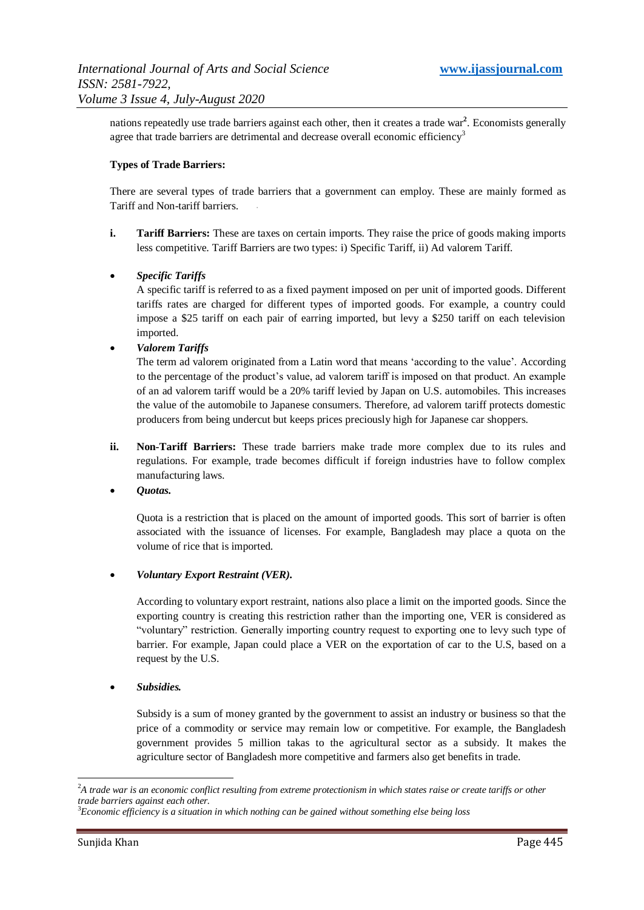nations repeatedly use trade barriers against each other, then it creates a trade war[2]. Economists generally agree that trade barriers are detrimental and decrease overall economic efficiency[3]

**Types of Trade Barriers:**

There are several types of trade barriers that a government can employ. These are mainly formed as Tariff and Non-tariff barriers.

**i. Tariff Barriers:** These are taxes on certain imports. They raise the price of goods making imports less competitive. Tariff Barriers are two types: i) Specific Tariff, ii) Ad valorem Tariff.

- ***Specific Tariffs***

  A specific tariff is referred to as a fixed payment imposed on per unit of imported goods. Different tariffs rates are charged for different types of imported goods. For example, a country could impose a $25 tariff on each pair of earring imported, but levy a $250 tariff on each television imported.

- ***Valorem Tariffs***

  The term ad valorem originated from a Latin word that means 'according to the value'. According to the percentage of the product's value, ad valorem tariff is imposed on that product. An example of an ad valorem tariff would be a 20% tariff levied by Japan on U.S. automobiles. This increases the value of the automobile to Japanese consumers. Therefore, ad valorem tariff protects domestic producers from being undercut but keeps prices preciously high for Japanese car shoppers.

**ii. Non-Tariff Barriers:** These trade barriers make trade more complex due to its rules and regulations. For example, trade becomes difficult if foreign industries have to follow complex manufacturing laws.

- ***Quotas.***

  Quota is a restriction that is placed on the amount of imported goods. This sort of barrier is often associated with the issuance of licenses. For example, Bangladesh may place a quota on the volume of rice that is imported.

- ***Voluntary Export Restraint (VER).***

  According to voluntary export restraint, nations also place a limit on the imported goods. Since the exporting country is creating this restriction rather than the importing one, VER is considered as "voluntary" restriction. Generally importing country request to exporting one to levy such type of barrier. For example, Japan could place a VER on the exportation of car to the U.S, based on a request by the U.S.

- ***Subsidies.***

  Subsidy is a sum of money granted by the government to assist an industry or business so that the price of a commodity or service may remain low or competitive. For example, the Bangladesh government provides 5 million takas to the agricultural sector as a subsidy. It makes the agriculture sector of Bangladesh more competitive and farmers also get benefits in trade.

---

[2] *A trade war is an economic conflict resulting from extreme protectionism in which states raise or create tariffs or other trade barriers against each other.*

[3] *Economic efficiency is a situation in which nothing can be gained without something else being loss*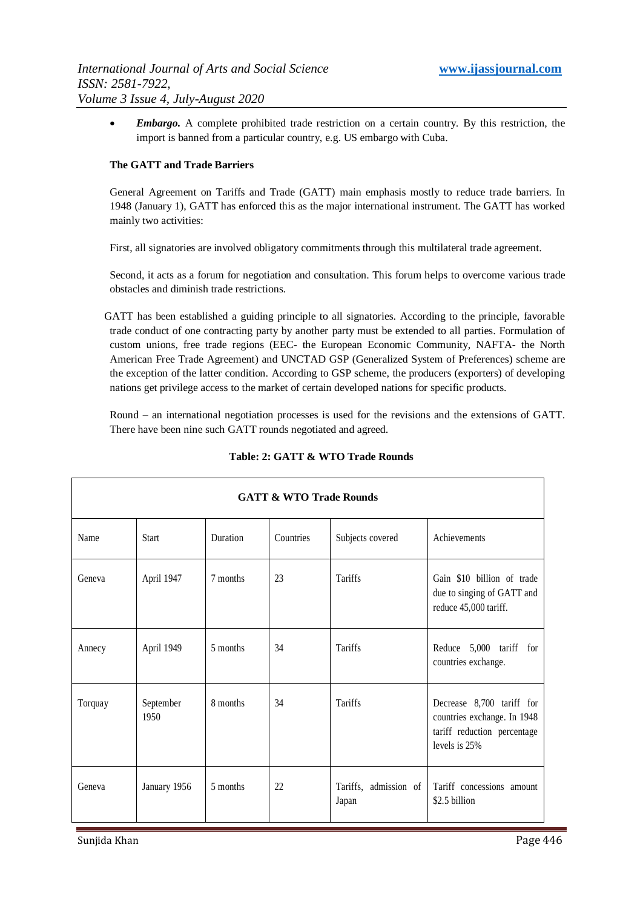- ***Embargo.*** A complete prohibited trade restriction on a certain country. By this restriction, the import is banned from a particular country, e.g. US embargo with Cuba.

**The GATT and Trade Barriers**

General Agreement on Tariffs and Trade (GATT) main emphasis mostly to reduce trade barriers. In 1948 (January 1), GATT has enforced this as the major international instrument. The GATT has worked mainly two activities:

First, all signatories are involved obligatory commitments through this multilateral trade agreement.

Second, it acts as a forum for negotiation and consultation. This forum helps to overcome various trade obstacles and diminish trade restrictions.

GATT has been established a guiding principle to all signatories. According to the principle, favorable trade conduct of one contracting party by another party must be extended to all parties. Formulation of custom unions, free trade regions (EEC- the European Economic Community, NAFTA- the North American Free Trade Agreement) and UNCTAD GSP (Generalized System of Preferences) scheme are the exception of the latter condition. According to GSP scheme, the producers (exporters) of developing nations get privilege access to the market of certain developed nations for specific products.

Round – an international negotiation processes is used for the revisions and the extensions of GATT. There have been nine such GATT rounds negotiated and agreed.

**Table: 2: GATT & WTO Trade Rounds**

| GATT & WTO Trade Rounds | | | | | |
|---|---|---|---|---|---|
| Name | Start | Duration | Countries | Subjects covered | Achievements |
| Geneva | April 1947 | 7 months | 23 | Tariffs | Gain $10 billion of trade due to singing of GATT and reduce 45,000 tariff. |
| Annecy | April 1949 | 5 months | 34 | Tariffs | Reduce 5,000 tariff for countries exchange. |
| Torquay | September 1950 | 8 months | 34 | Tariffs | Decrease 8,700 tariff for countries exchange. In 1948 tariff reduction percentage levels is 25% |
| Geneva | January 1956 | 5 months | 22 | Tariffs, admission of Japan | Tariff concessions amount $2.5 billion |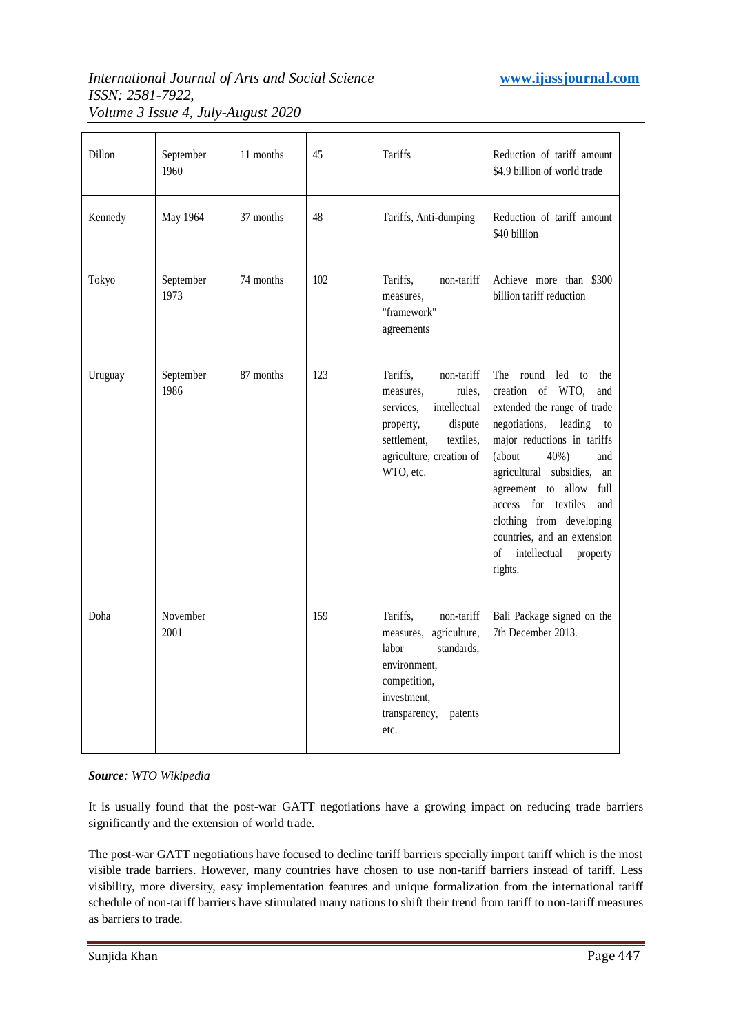| Dillon | September 1960 | 11 months | 45 | Tariffs | Reduction of tariff amount \$4.9 billion of world trade |
|---|---|---|---|---|---|
| Kennedy | May 1964 | 37 months | 48 | Tariffs, Anti-dumping | Reduction of tariff amount \$40 billion |
| Tokyo | September 1973 | 74 months | 102 | Tariffs, non-tariff measures, "framework" agreements | Achieve more than \$300 billion tariff reduction |
| Uruguay | September 1986 | 87 months | 123 | Tariffs, non-tariff measures, rules, services, intellectual property, dispute settlement, textiles, agriculture, creation of WTO, etc. | The round led to the creation of WTO, and extended the range of trade negotiations, leading to major reductions in tariffs (about 40%) and agricultural subsidies, an agreement to allow full access for textiles and clothing from developing countries, and an extension of intellectual property rights. |
| Doha | November 2001 | | 159 | Tariffs, non-tariff measures, agriculture, labor standards, environment, competition, investment, transparency, patents etc. | Bali Package signed on the 7th December 2013. |

***Source**: WTO Wikipedia*

It is usually found that the post-war GATT negotiations have a growing impact on reducing trade barriers significantly and the extension of world trade.

The post-war GATT negotiations have focused to decline tariff barriers specially import tariff which is the most visible trade barriers. However, many countries have chosen to use non-tariff barriers instead of tariff. Less visibility, more diversity, easy implementation features and unique formalization from the international tariff schedule of non-tariff barriers have stimulated many nations to shift their trend from tariff to non-tariff measures as barriers to trade.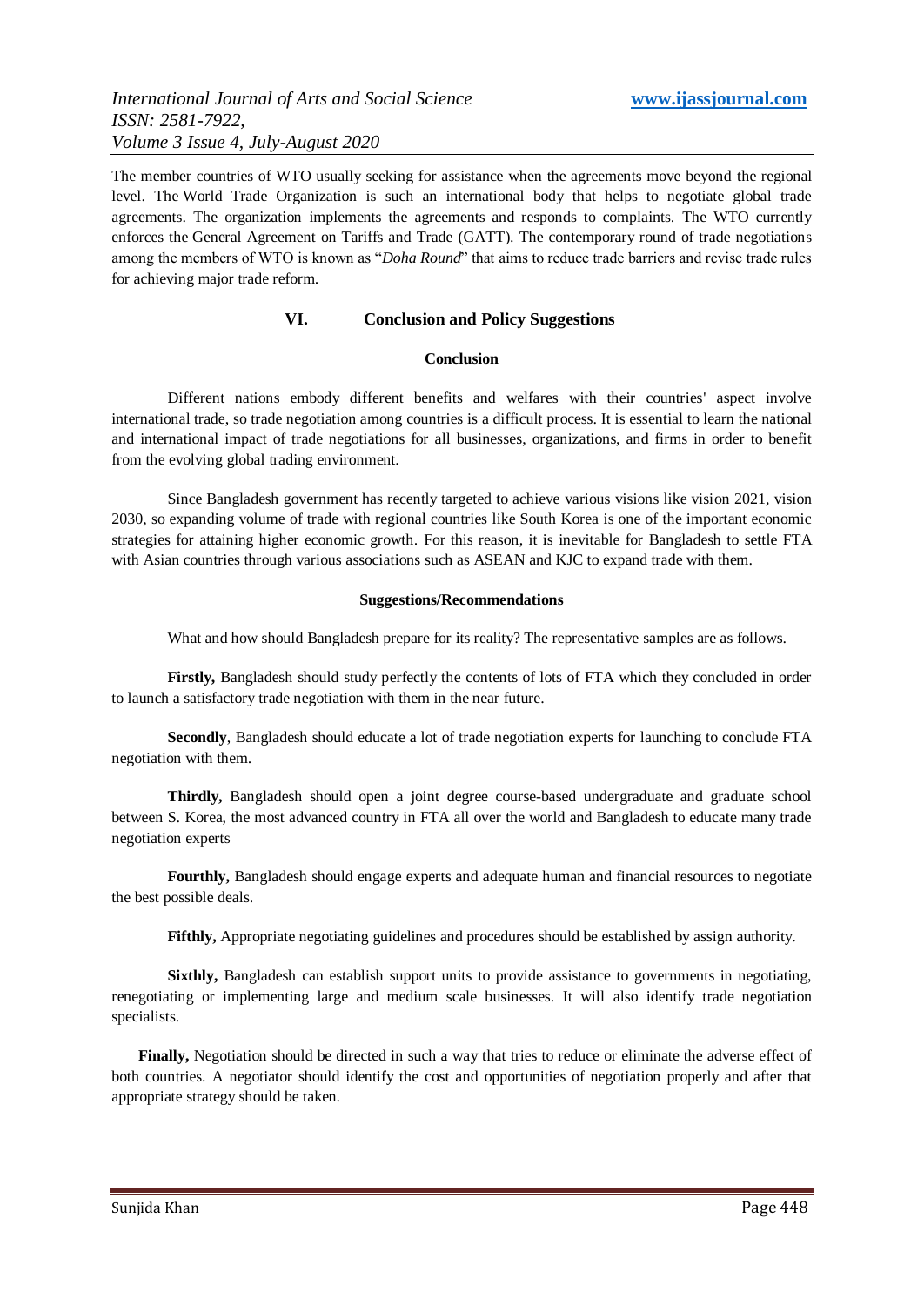The member countries of WTO usually seeking for assistance when the agreements move beyond the regional level. The World Trade Organization is such an international body that helps to negotiate global trade agreements. The organization implements the agreements and responds to complaints. The WTO currently enforces the General Agreement on Tariffs and Trade (GATT). The contemporary round of trade negotiations among the members of WTO is known as "*Doha Round*" that aims to reduce trade barriers and revise trade rules for achieving major trade reform.

## VI. Conclusion and Policy Suggestions

### Conclusion

Different nations embody different benefits and welfares with their countries' aspect involve international trade, so trade negotiation among countries is a difficult process. It is essential to learn the national and international impact of trade negotiations for all businesses, organizations, and firms in order to benefit from the evolving global trading environment.

Since Bangladesh government has recently targeted to achieve various visions like vision 2021, vision 2030, so expanding volume of trade with regional countries like South Korea is one of the important economic strategies for attaining higher economic growth. For this reason, it is inevitable for Bangladesh to settle FTA with Asian countries through various associations such as ASEAN and KJC to expand trade with them.

### Suggestions/Recommendations

What and how should Bangladesh prepare for its reality? The representative samples are as follows.

**Firstly,** Bangladesh should study perfectly the contents of lots of FTA which they concluded in order to launch a satisfactory trade negotiation with them in the near future.

**Secondly**, Bangladesh should educate a lot of trade negotiation experts for launching to conclude FTA negotiation with them.

**Thirdly,** Bangladesh should open a joint degree course-based undergraduate and graduate school between S. Korea, the most advanced country in FTA all over the world and Bangladesh to educate many trade negotiation experts

**Fourthly,** Bangladesh should engage experts and adequate human and financial resources to negotiate the best possible deals.

**Fifthly,** Appropriate negotiating guidelines and procedures should be established by assign authority.

**Sixthly,** Bangladesh can establish support units to provide assistance to governments in negotiating, renegotiating or implementing large and medium scale businesses. It will also identify trade negotiation specialists.

**Finally,** Negotiation should be directed in such a way that tries to reduce or eliminate the adverse effect of both countries. A negotiator should identify the cost and opportunities of negotiation properly and after that appropriate strategy should be taken.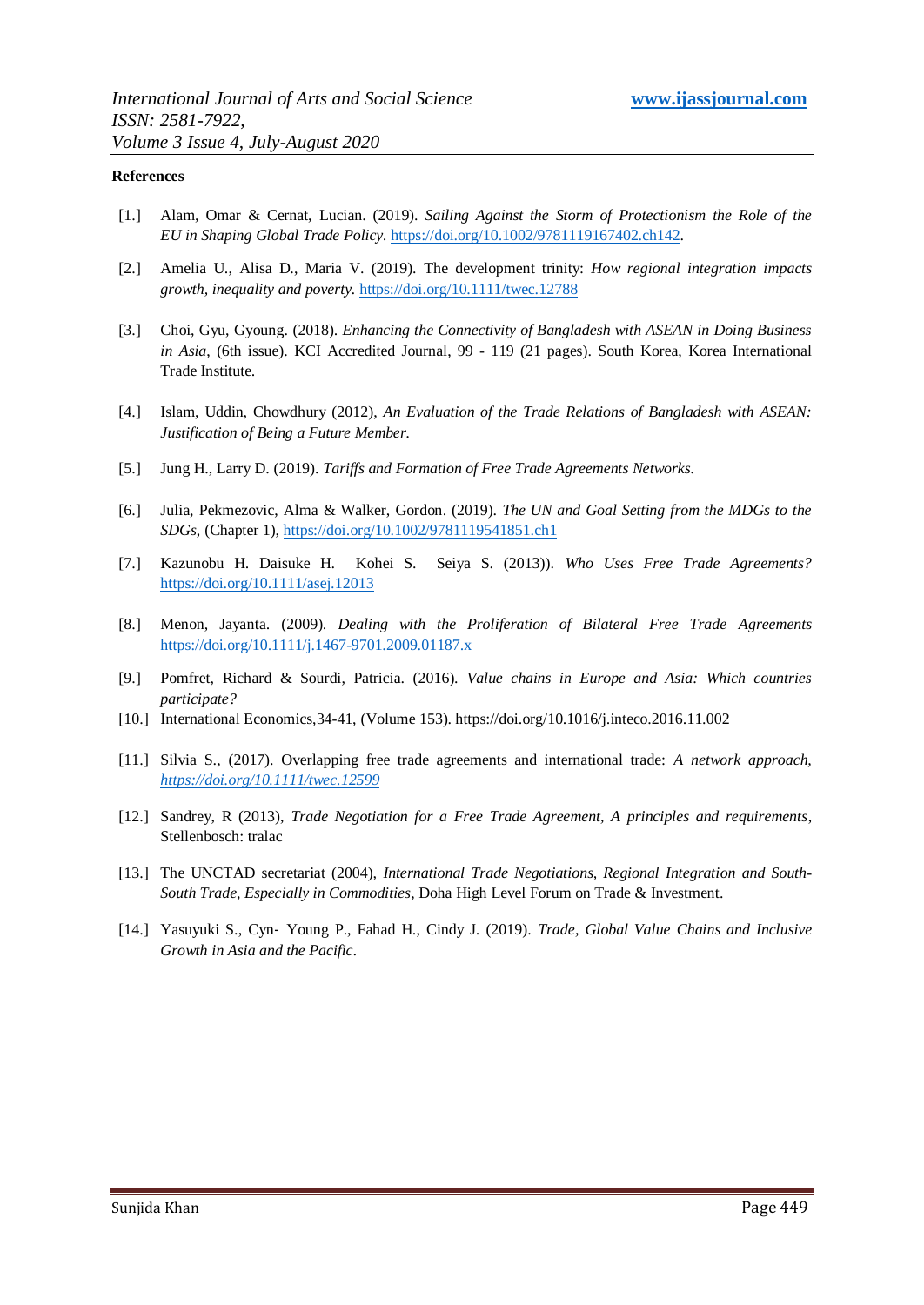**References**

[1.] Alam, Omar & Cernat, Lucian. (2019). *Sailing Against the Storm of Protectionism the Role of the EU in Shaping Global Trade Policy*. https://doi.org/10.1002/9781119167402.ch142.

[2.] Amelia U., Alisa D., Maria V. (2019). The development trinity: *How regional integration impacts growth, inequality and poverty.* https://doi.org/10.1111/twec.12788

[3.] Choi, Gyu, Gyoung. (2018). *Enhancing the Connectivity of Bangladesh with ASEAN in Doing Business in Asia,* (6th issue). KCI Accredited Journal, 99 - 119 (21 pages). South Korea, Korea International Trade Institute.

[4.] Islam, Uddin, Chowdhury (2012), *An Evaluation of the Trade Relations of Bangladesh with ASEAN: Justification of Being a Future Member.*

[5.] Jung H., Larry D. (2019). *Tariffs and Formation of Free Trade Agreements Networks.*

[6.] Julia, Pekmezovic, Alma & Walker, Gordon. (2019). *The UN and Goal Setting from the MDGs to the SDGs*, (Chapter 1), https://doi.org/10.1002/9781119541851.ch1

[7.] Kazunobu H. Daisuke H. Kohei S. Seiya S. (2013)). *Who Uses Free Trade Agreements?* https://doi.org/10.1111/asej.12013

[8.] Menon, Jayanta. (2009). *Dealing with the Proliferation of Bilateral Free Trade Agreements* https://doi.org/10.1111/j.1467-9701.2009.01187.x

[9.] Pomfret, Richard & Sourdi, Patricia. (2016). *Value chains in Europe and Asia: Which countries participate?*

[10.] International Economics,34-41, (Volume 153). https://doi.org/10.1016/j.inteco.2016.11.002

[11.] Silvia S., (2017). Overlapping free trade agreements and international trade: *A network approach, https://doi.org/10.1111/twec.12599*

[12.] Sandrey, R (2013), *Trade Negotiation for a Free Trade Agreement, A principles and requirements*, Stellenbosch: tralac

[13.] The UNCTAD secretariat (2004), *International Trade Negotiations, Regional Integration and South-South Trade, Especially in Commodities*, Doha High Level Forum on Trade & Investment.

[14.] Yasuyuki S., Cyn- Young P., Fahad H., Cindy J. (2019). *Trade, Global Value Chains and Inclusive Growth in Asia and the Pacific*.